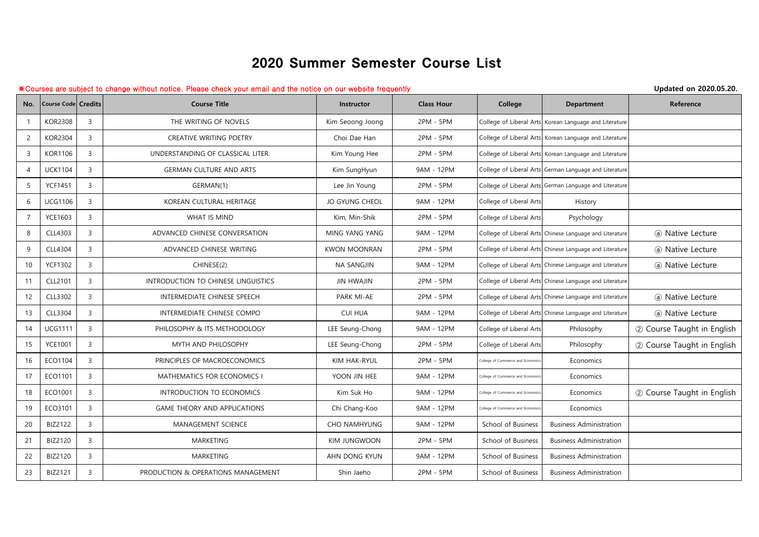# 2020 Summer Semester Course List

※Courses are subject to change without notice. Please check your email and the notice on our website frequently

**Updated on 2020.05.20.**

| No. | Course Code | Credits | Course Title | Instructor | Class Hour | College | Department | Reference |
|---|---|---|---|---|---|---|---|---|
| 1 | KOR2308 | 3 | THE WRITING OF NOVELS | Kim Seoong Joong | 2PM - 5PM | College of Liberal Arts | Korean Language and Literature | |
| 2 | KOR2304 | 3 | CREATIVE WRITING POETRY | Choi Dae Han | 2PM - 5PM | College of Liberal Arts | Korean Language and Literature | |
| 3 | KOR1106 | 3 | UNDERSTANDING OF CLASSICAL LITER. | Kim Young Hee | 2PM - 5PM | College of Liberal Arts | Korean Language and Literature | |
| 4 | UCK1104 | 3 | GERMAN CULTURE AND ARTS | Kim SungHyun | 9AM - 12PM | College of Liberal Arts | German Language and Literature | |
| 5 | YCF1451 | 3 | GERMAN(1) | Lee Jin Young | 2PM - 5PM | College of Liberal Arts | German Language and Literature | |
| 6 | UCG1106 | 3 | KOREAN CULTURAL HERITAGE | JO GYUNG CHEOL | 9AM - 12PM | College of Liberal Arts | History | |
| 7 | YCE1603 | 3 | WHAT IS MIND | Kim, Min-Shik | 2PM - 5PM | College of Liberal Arts | Psychology | |
| 8 | CLL4303 | 3 | ADVANCED CHINESE CONVERSATION | MING YANG YANG | 9AM - 12PM | College of Liberal Arts | Chinese Language and Literature | ⓐ Native Lecture |
| 9 | CLL4304 | 3 | ADVANCED CHINESE WRITING | KWON MOONRAN | 2PM - 5PM | College of Liberal Arts | Chinese Language and Literature | ⓐ Native Lecture |
| 10 | YCF1302 | 3 | CHINESE(2) | NA SANGJIN | 9AM - 12PM | College of Liberal Arts | Chinese Language and Literature | ⓐ Native Lecture |
| 11 | CLL2101 | 3 | INTRODUCTION TO CHINESE LINGUISTICS | JIN HWAJIN | 2PM - 5PM | College of Liberal Arts | Chinese Language and Literature | |
| 12 | CLL3302 | 3 | INTERMEDIATE CHINESE SPEECH | PARK MI-AE | 2PM - 5PM | College of Liberal Arts | Chinese Language and Literature | ⓐ Native Lecture |
| 13 | CLL3304 | 3 | INTERMEDIATE CHINESE COMPO | CUI HUA | 9AM - 12PM | College of Liberal Arts | Chinese Language and Literature | ⓐ Native Lecture |
| 14 | UCG1111 | 3 | PHILOSOPHY & ITS METHODOLOGY | LEE Seung-Chong | 9AM - 12PM | College of Liberal Arts | Philosophy | ② Course Taught in English |
| 15 | YCE1001 | 3 | MYTH AND PHILOSOPHY | LEE Seung-Chong | 2PM - 5PM | College of Liberal Arts | Philosophy | ② Course Taught in English |
| 16 | ECO1104 | 3 | PRINCIPLES OF MACROECONOMICS | KIM HAK-RYUL | 2PM - 5PM | College of Commerce and Economics | Economics | |
| 17 | ECO1101 | 3 | MATHEMATICS FOR ECONOMICS I | YOON JIN HEE | 9AM - 12PM | College of Commerce and Economics | Economics | |
| 18 | ECO1001 | 3 | INTRODUCTION TO ECONOMICS | Kim Suk Ho | 9AM - 12PM | College of Commerce and Economics | Economics | ② Course Taught in English |
| 19 | ECO3101 | 3 | GAME THEORY AND APPLICATIONS | Chi Chang-Koo | 9AM - 12PM | College of Commerce and Economics | Economics | |
| 20 | BIZ2122 | 3 | MANAGEMENT SCIENCE | CHO NAMHYUNG | 9AM - 12PM | School of Business | Business Administration | |
| 21 | BIZ2120 | 3 | MARKETING | KIM JUNGWOON | 2PM - 5PM | School of Business | Business Administration | |
| 22 | BIZ2120 | 3 | MARKETING | AHN DONG KYUN | 9AM - 12PM | School of Business | Business Administration | |
| 23 | BIZ2121 | 3 | PRODUCTION & OPERATIONS MANAGEMENT | Shin Jaeho | 2PM - 5PM | School of Business | Business Administration | |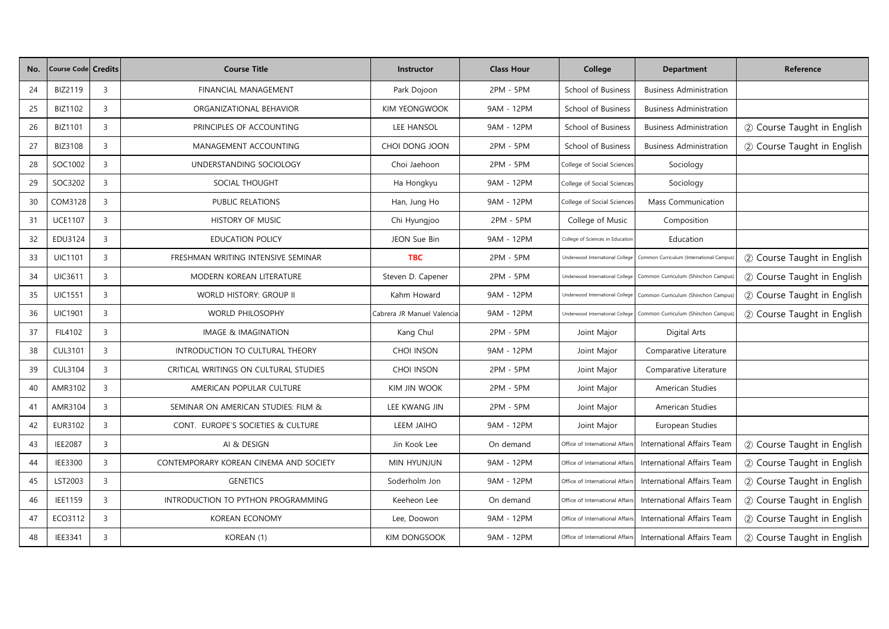| No. | Course Code | Credits | Course Title | Instructor | Class Hour | College | Department | Reference |
| --- | --- | --- | --- | --- | --- | --- | --- | --- |
| 24 | BIZ2119 | 3 | FINANCIAL MANAGEMENT | Park Dojoon | 2PM - 5PM | School of Business | Business Administration | |
| 25 | BIZ1102 | 3 | ORGANIZATIONAL BEHAVIOR | KIM YEONGWOOK | 9AM - 12PM | School of Business | Business Administration | |
| 26 | BIZ1101 | 3 | PRINCIPLES OF ACCOUNTING | LEE HANSOL | 9AM - 12PM | School of Business | Business Administration | ② Course Taught in English |
| 27 | BIZ3108 | 3 | MANAGEMENT ACCOUNTING | CHOI DONG JOON | 2PM - 5PM | School of Business | Business Administration | ② Course Taught in English |
| 28 | SOC1002 | 3 | UNDERSTANDING SOCIOLOGY | Choi Jaehoon | 2PM - 5PM | College of Social Sciences | Sociology | |
| 29 | SOC3202 | 3 | SOCIAL THOUGHT | Ha Hongkyu | 9AM - 12PM | College of Social Sciences | Sociology | |
| 30 | COM3128 | 3 | PUBLIC RELATIONS | Han, Jung Ho | 9AM - 12PM | College of Social Sciences | Mass Communication | |
| 31 | UCE1107 | 3 | HISTORY OF MUSIC | Chi Hyungjoo | 2PM - 5PM | College of Music | Composition | |
| 32 | EDU3124 | 3 | EDUCATION POLICY | JEON Sue Bin | 9AM - 12PM | College of Sciences in Education | Education | |
| 33 | UIC1101 | 3 | FRESHMAN WRITING INTENSIVE SEMINAR | **TBC** | 2PM - 5PM | Underwood International College | Common Curriculum (International Campus) | ② Course Taught in English |
| 34 | UIC3611 | 3 | MODERN KOREAN LITERATURE | Steven D. Capener | 2PM - 5PM | Underwood International College | Common Curriculum (Shinchon Campus) | ② Course Taught in English |
| 35 | UIC1551 | 3 | WORLD HISTORY: GROUP II | Kahm Howard | 9AM - 12PM | Underwood International College | Common Curriculum (Shinchon Campus) | ② Course Taught in English |
| 36 | UIC1901 | 3 | WORLD PHILOSOPHY | Cabrera JR Manuel Valencia | 9AM - 12PM | Underwood International College | Common Curriculum (Shinchon Campus) | ② Course Taught in English |
| 37 | FIL4102 | 3 | IMAGE & IMAGINATION | Kang Chul | 2PM - 5PM | Joint Major | Digital Arts | |
| 38 | CUL3101 | 3 | INTRODUCTION TO CULTURAL THEORY | CHOI INSON | 9AM - 12PM | Joint Major | Comparative Literature | |
| 39 | CUL3104 | 3 | CRITICAL WRITINGS ON CULTURAL STUDIES | CHOI INSON | 2PM - 5PM | Joint Major | Comparative Literature | |
| 40 | AMR3102 | 3 | AMERICAN POPULAR CULTURE | KIM JIN WOOK | 2PM - 5PM | Joint Major | American Studies | |
| 41 | AMR3104 | 3 | SEMINAR ON AMERICAN STUDIES: FILM & | LEE KWANG JIN | 2PM - 5PM | Joint Major | American Studies | |
| 42 | EUR3102 | 3 | CONT. EUROPE`S SOCIETIES & CULTURE | LEEM JAIHO | 9AM - 12PM | Joint Major | European Studies | |
| 43 | IEE2087 | 3 | AI & DESIGN | Jin Kook Lee | On demand | Office of International Affairs | International Affairs Team | ② Course Taught in English |
| 44 | IEE3300 | 3 | CONTEMPORARY KOREAN CINEMA AND SOCIETY | MIN HYUNJUN | 9AM - 12PM | Office of International Affairs | International Affairs Team | ② Course Taught in English |
| 45 | LST2003 | 3 | GENETICS | Soderholm Jon | 9AM - 12PM | Office of International Affairs | International Affairs Team | ② Course Taught in English |
| 46 | IEE1159 | 3 | INTRODUCTION TO PYTHON PROGRAMMING | Keeheon Lee | On demand | Office of International Affairs | International Affairs Team | ② Course Taught in English |
| 47 | ECO3112 | 3 | KOREAN ECONOMY | Lee, Doowon | 9AM - 12PM | Office of International Affairs | International Affairs Team | ② Course Taught in English |
| 48 | IEE3341 | 3 | KOREAN (1) | KIM DONGSOOK | 9AM - 12PM | Office of International Affairs | International Affairs Team | ② Course Taught in English |